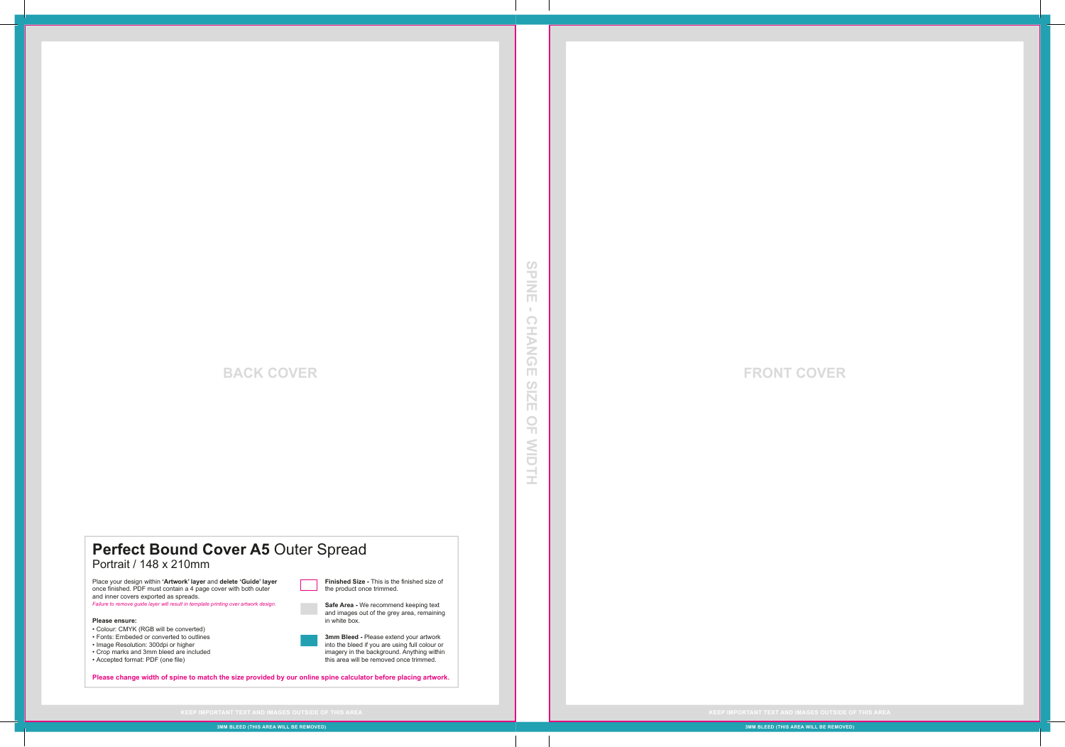BACK COVER

SPINE - CHANGE SIZE OF WIDTH

FRONT COVER

# **Perfect Bound Cover A5** Outer Spread

Portrait / 148 x 210mm

Place your design within **'Artwork' layer** and **delete 'Guide' layer** once finished. PDF must contain a 4 page cover with both outer and inner covers exported as spreads.

*Failure to remove guide layer will result in template printing over artwork design.*

**Please ensure:**

- Colour: CMYK (RGB will be converted)
- Fonts: Embeded or converted to outlines
- Image Resolution: 300dpi or higher
- Crop marks and 3mm bleed are included
- Accepted format: PDF (one file)

**Finished Size -** This is the finished size of the product once trimmed.

**Safe Area -** We recommend keeping text and images out of the grey area, remaining in white box.

**3mm Bleed -** Please extend your artwork into the bleed if you are using full colour or imagery in the background. Anything within this area will be removed once trimmed.

**Please change width of spine to match the size provided by our online spine calculator before placing artwork.**

KEEP IMPORTANT TEXT AND IMAGES OUTSIDE OF THIS AREA

3MM BLEED (THIS AREA WILL BE REMOVED)

KEEP IMPORTANT TEXT AND IMAGES OUTSIDE OF THIS AREA

3MM BLEED (THIS AREA WILL BE REMOVED)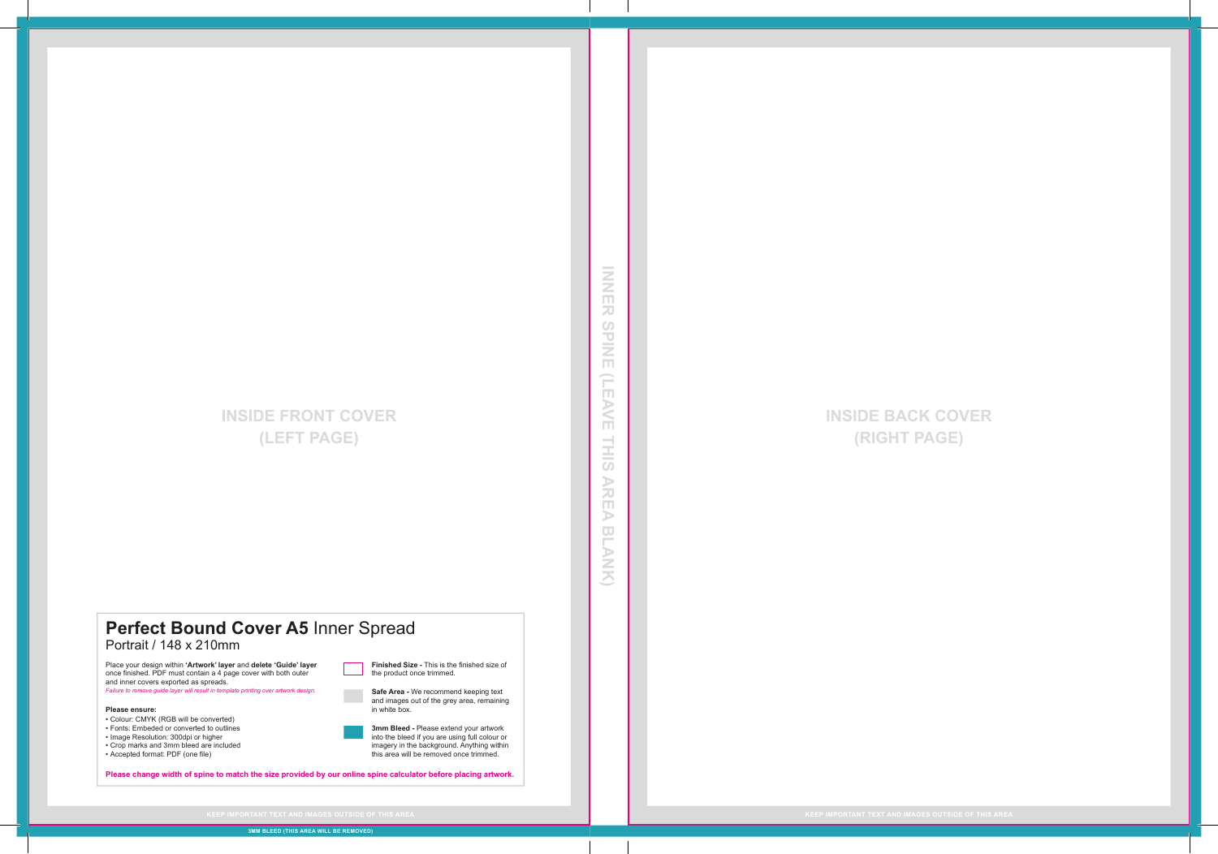INSIDE FRONT COVER
(LEFT PAGE)

INNER SPINE (LEAVE THIS AREA BLANK)

INSIDE BACK COVER
(RIGHT PAGE)

## **Perfect Bound Cover A5** Inner Spread

Portrait / 148 x 210mm

Place your design within **'Artwork' layer** and **delete 'Guide' layer** once finished. PDF must contain a 4 page cover with both outer and inner covers exported as spreads.

*Failure to remove guide layer will result in template printing over artwork design.*

**Please ensure:**

- Colour: CMYK (RGB will be converted)
- Fonts: Embeded or converted to outlines
- Image Resolution: 300dpi or higher
- Crop marks and 3mm bleed are included
- Accepted format: PDF (one file)

**Finished Size -** This is the finished size of the product once trimmed.

**Safe Area -** We recommend keeping text and images out of the grey area, remaining in white box.

**3mm Bleed -** Please extend your artwork into the bleed if you are using full colour or imagery in the background. Anything within this area will be removed once trimmed.

**Please change width of spine to match the size provided by our online spine calculator before placing artwork.**

KEEP IMPORTANT TEXT AND IMAGES OUTSIDE OF THIS AREA

KEEP IMPORTANT TEXT AND IMAGES OUTSIDE OF THIS AREA

3MM BLEED (THIS AREA WILL BE REMOVED)